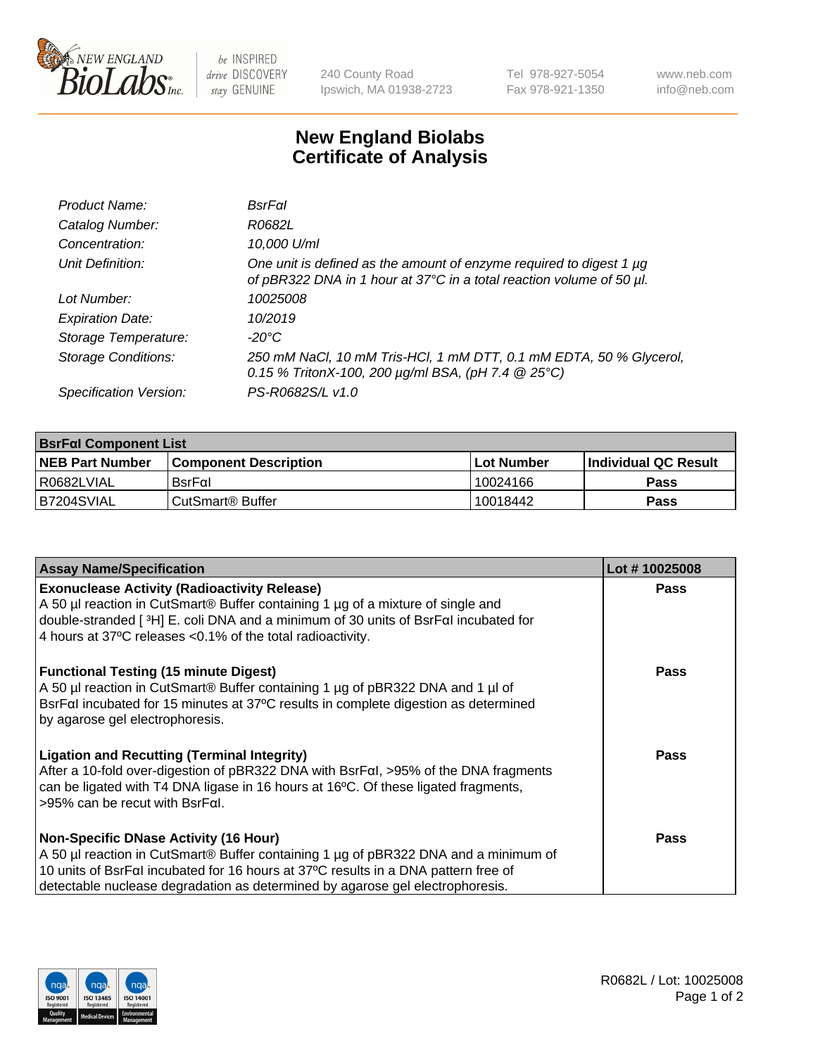# New England Biolabs Certificate of Analysis

| | |
|---|---|
| *Product Name:* | *BsrFαI* |
| *Catalog Number:* | *R0682L* |
| *Concentration:* | *10,000 U/ml* |
| *Unit Definition:* | *One unit is defined as the amount of enzyme required to digest 1 µg of pBR322 DNA in 1 hour at 37°C in a total reaction volume of 50 µl.* |
| *Lot Number:* | *10025008* |
| *Expiration Date:* | *10/2019* |
| *Storage Temperature:* | *-20°C* |
| *Storage Conditions:* | *250 mM NaCl, 10 mM Tris-HCl, 1 mM DTT, 0.1 mM EDTA, 50 % Glycerol, 0.15 % TritonX-100, 200 µg/ml BSA, (pH 7.4 @ 25°C)* |
| *Specification Version:* | *PS-R0682S/L v1.0* |

| **BsrFαI Component List** | | | |
|---|---|---|---|
| **NEB Part Number** | **Component Description** | **Lot Number** | **Individual QC Result** |
| R0682LVIAL | BsrFαI | 10024166 | **Pass** |
| B7204SVIAL | CutSmart® Buffer | 10018442 | **Pass** |

| **Assay Name/Specification** | **Lot # 10025008** |
|---|---|
| **Exonuclease Activity (Radioactivity Release)** A 50 µl reaction in CutSmart® Buffer containing 1 µg of a mixture of single and double-stranded [ $^3$H] E. coli DNA and a minimum of 30 units of BsrFαI incubated for 4 hours at 37ºC releases <0.1% of the total radioactivity. | **Pass** |
| **Functional Testing (15 minute Digest)** A 50 µl reaction in CutSmart® Buffer containing 1 µg of pBR322 DNA and 1 µl of BsrFαI incubated for 15 minutes at 37ºC results in complete digestion as determined by agarose gel electrophoresis. | **Pass** |
| **Ligation and Recutting (Terminal Integrity)** After a 10-fold over-digestion of pBR322 DNA with BsrFαI, >95% of the DNA fragments can be ligated with T4 DNA ligase in 16 hours at 16ºC. Of these ligated fragments, >95% can be recut with BsrFαI. | **Pass** |
| **Non-Specific DNase Activity (16 Hour)** A 50 µl reaction in CutSmart® Buffer containing 1 µg of pBR322 DNA and a minimum of 10 units of BsrFαI incubated for 16 hours at 37ºC results in a DNA pattern free of detectable nuclease degradation as determined by agarose gel electrophoresis. | **Pass** |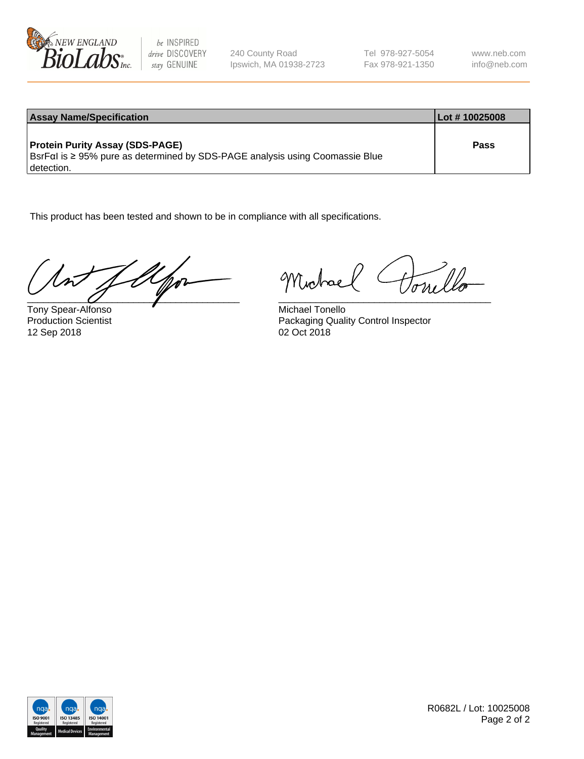240 County Road
Ipswich, MA 01938-2723

Tel 978-927-5054
Fax 978-921-1350

www.neb.com
info@neb.com

| Assay Name/Specification | Lot # 10025008 |
| --- | --- |
| **Protein Purity Assay (SDS-PAGE)**<br>BsrFαI is ≥ 95% pure as determined by SDS-PAGE analysis using Coomassie Blue detection. | **Pass** |

This product has been tested and shown to be in compliance with all specifications.

Tony Spear-Alfonso
Production Scientist
12 Sep 2018

Michael Tonello
Packaging Quality Control Inspector
02 Oct 2018

R0682L / Lot: 10025008